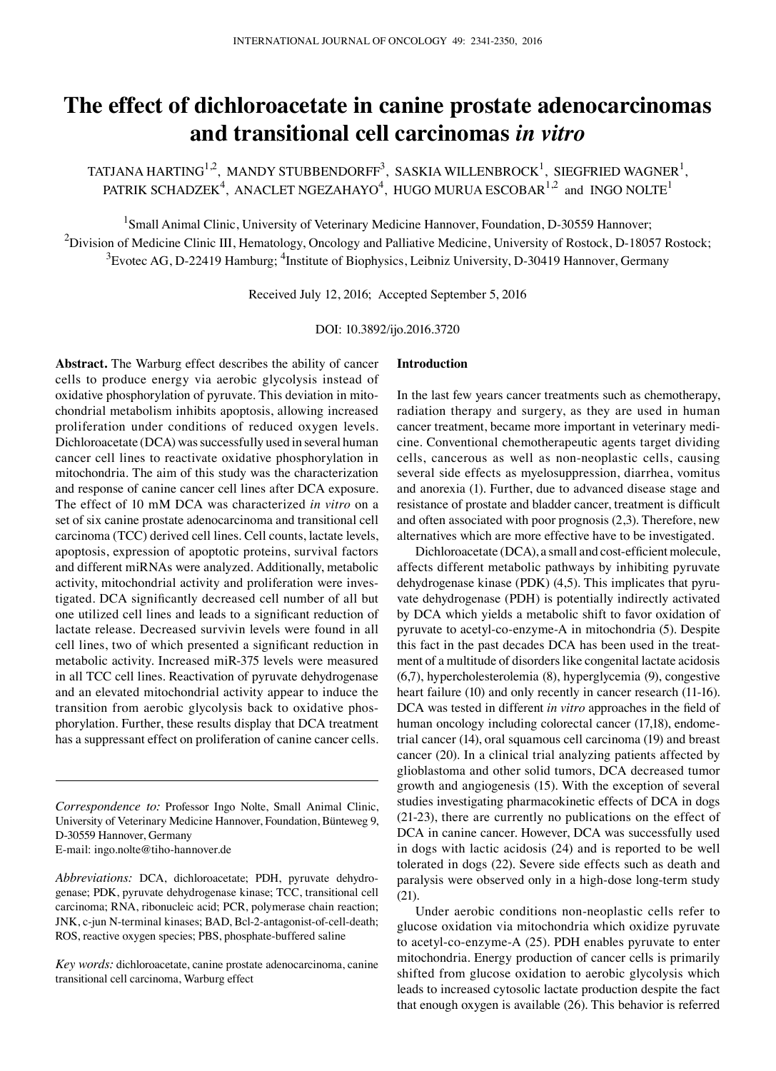# The effect of dichloroacetate in canine prostate adenocarcinomas and transitional cell carcinomas *in vitro*

TATJANA HARTING[1,2], MANDY STUBBENDORFF[3], SASKIA WILLENBROCK[1], SIEGFRIED WAGNER[1], PATRIK SCHADZEK[4], ANACLET NGEZAHAYO[4], HUGO MURUA ESCOBAR[1,2] and INGO NOLTE[1]

[1]Small Animal Clinic, University of Veterinary Medicine Hannover, Foundation, D-30559 Hannover; [2]Division of Medicine Clinic III, Hematology, Oncology and Palliative Medicine, University of Rostock, D-18057 Rostock; [3]Evotec AG, D-22419 Hamburg; [4]Institute of Biophysics, Leibniz University, D-30419 Hannover, Germany

Received July 12, 2016; Accepted September 5, 2016

DOI: 10.3892/ijo.2016.3720

**Abstract.** The Warburg effect describes the ability of cancer cells to produce energy via aerobic glycolysis instead of oxidative phosphorylation of pyruvate. This deviation in mitochondrial metabolism inhibits apoptosis, allowing increased proliferation under conditions of reduced oxygen levels. Dichloroacetate (DCA) was successfully used in several human cancer cell lines to reactivate oxidative phosphorylation in mitochondria. The aim of this study was the characterization and response of canine cancer cell lines after DCA exposure. The effect of 10 mM DCA was characterized *in vitro* on a set of six canine prostate adenocarcinoma and transitional cell carcinoma (TCC) derived cell lines. Cell counts, lactate levels, apoptosis, expression of apoptotic proteins, survival factors and different miRNAs were analyzed. Additionally, metabolic activity, mitochondrial activity and proliferation were investigated. DCA significantly decreased cell number of all but one utilized cell lines and leads to a significant reduction of lactate release. Decreased survivin levels were found in all cell lines, two of which presented a significant reduction in metabolic activity. Increased miR-375 levels were measured in all TCC cell lines. Reactivation of pyruvate dehydrogenase and an elevated mitochondrial activity appear to induce the transition from aerobic glycolysis back to oxidative phosphorylation. Further, these results display that DCA treatment has a suppressant effect on proliferation of canine cancer cells.

*Correspondence to:* Professor Ingo Nolte, Small Animal Clinic, University of Veterinary Medicine Hannover, Foundation, Bünteweg 9, D-30559 Hannover, Germany
E-mail: ingo.nolte@tiho-hannover.de

*Abbreviations:* DCA, dichloroacetate; PDH, pyruvate dehydrogenase; PDK, pyruvate dehydrogenase kinase; TCC, transitional cell carcinoma; RNA, ribonucleic acid; PCR, polymerase chain reaction; JNK, c-jun N-terminal kinases; BAD, Bcl-2-antagonist-of-cell-death; ROS, reactive oxygen species; PBS, phosphate-buffered saline

*Key words:* dichloroacetate, canine prostate adenocarcinoma, canine transitional cell carcinoma, Warburg effect

## Introduction

In the last few years cancer treatments such as chemotherapy, radiation therapy and surgery, as they are used in human cancer treatment, became more important in veterinary medicine. Conventional chemotherapeutic agents target dividing cells, cancerous as well as non-neoplastic cells, causing several side effects as myelosuppression, diarrhea, vomitus and anorexia (1). Further, due to advanced disease stage and resistance of prostate and bladder cancer, treatment is difficult and often associated with poor prognosis (2,3). Therefore, new alternatives which are more effective have to be investigated.

Dichloroacetate (DCA), a small and cost-efficient molecule, affects different metabolic pathways by inhibiting pyruvate dehydrogenase kinase (PDK) (4,5). This implicates that pyruvate dehydrogenase (PDH) is potentially indirectly activated by DCA which yields a metabolic shift to favor oxidation of pyruvate to acetyl-co-enzyme-A in mitochondria (5). Despite this fact in the past decades DCA has been used in the treatment of a multitude of disorders like congenital lactate acidosis (6,7), hypercholesterolemia (8), hyperglycemia (9), congestive heart failure (10) and only recently in cancer research (11-16). DCA was tested in different *in vitro* approaches in the field of human oncology including colorectal cancer (17,18), endometrial cancer (14), oral squamous cell carcinoma (19) and breast cancer (20). In a clinical trial analyzing patients affected by glioblastoma and other solid tumors, DCA decreased tumor growth and angiogenesis (15). With the exception of several studies investigating pharmacokinetic effects of DCA in dogs (21-23), there are currently no publications on the effect of DCA in canine cancer. However, DCA was successfully used in dogs with lactic acidosis (24) and is reported to be well tolerated in dogs (22). Severe side effects such as death and paralysis were observed only in a high-dose long-term study (21).

Under aerobic conditions non-neoplastic cells refer to glucose oxidation via mitochondria which oxidize pyruvate to acetyl-co-enzyme-A (25). PDH enables pyruvate to enter mitochondria. Energy production of cancer cells is primarily shifted from glucose oxidation to aerobic glycolysis which leads to increased cytosolic lactate production despite the fact that enough oxygen is available (26). This behavior is referred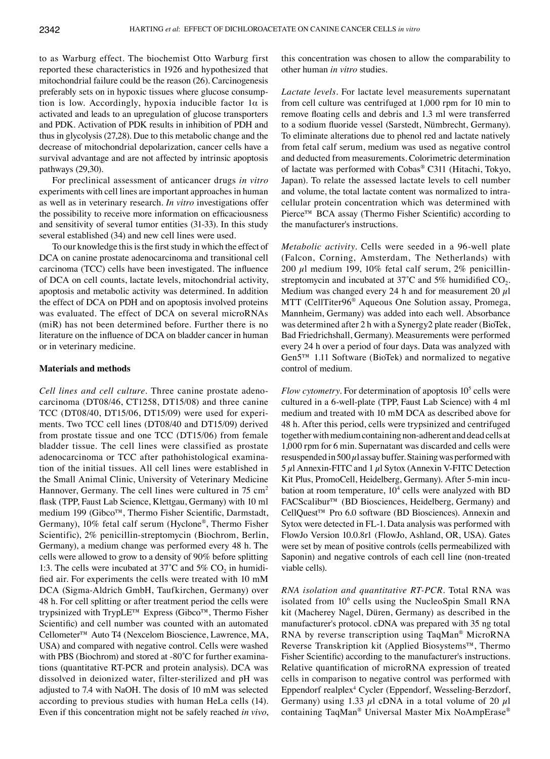to as Warburg effect. The biochemist Otto Warburg first reported these characteristics in 1926 and hypothesized that mitochondrial failure could be the reason (26). Carcinogenesis preferably sets on in hypoxic tissues where glucose consumption is low. Accordingly, hypoxia inducible factor 1α is activated and leads to an upregulation of glucose transporters and PDK. Activation of PDK results in inhibition of PDH and thus in glycolysis (27,28). Due to this metabolic change and the decrease of mitochondrial depolarization, cancer cells have a survival advantage and are not affected by intrinsic apoptosis pathways (29,30).

For preclinical assessment of anticancer drugs *in vitro* experiments with cell lines are important approaches in human as well as in veterinary research. *In vitro* investigations offer the possibility to receive more information on efficaciousness and sensitivity of several tumor entities (31-33). In this study several established (34) and new cell lines were used.

To our knowledge this is the first study in which the effect of DCA on canine prostate adenocarcinoma and transitional cell carcinoma (TCC) cells have been investigated. The influence of DCA on cell counts, lactate levels, mitochondrial activity, apoptosis and metabolic activity was determined. In addition the effect of DCA on PDH and on apoptosis involved proteins was evaluated. The effect of DCA on several microRNAs (miR) has not been determined before. Further there is no literature on the influence of DCA on bladder cancer in human or in veterinary medicine.

## Materials and methods

*Cell lines and cell culture.* Three canine prostate adenocarcinoma (DT08/46, CT1258, DT15/08) and three canine TCC (DT08/40, DT15/06, DT15/09) were used for experiments. Two TCC cell lines (DT08/40 and DT15/09) derived from prostate tissue and one TCC (DT15/06) from female bladder tissue. The cell lines were classified as prostate adenocarcinoma or TCC after pathohistological examination of the initial tissues. All cell lines were established in the Small Animal Clinic, University of Veterinary Medicine Hannover, Germany. The cell lines were cultured in 75 $cm^2$ flask (TPP, Faust Lab Science, Klettgau, Germany) with 10 ml medium 199 (Gibco™, Thermo Fisher Scientific, Darmstadt, Germany), 10% fetal calf serum (Hyclone®, Thermo Fisher Scientific), 2% penicillin-streptomycin (Biochrom, Berlin, Germany), a medium change was performed every 48 h. The cells were allowed to grow to a density of 90% before splitting 1:3. The cells were incubated at 37˚C and 5% $CO_2$ in humidified air. For experiments the cells were treated with 10 mM DCA (Sigma-Aldrich GmbH, Taufkirchen, Germany) over 48 h. For cell splitting or after treatment period the cells were trypsinized with TrypLE™ Express (Gibco™, Thermo Fisher Scientific) and cell number was counted with an automated Cellometer™ Auto T4 (Nexcelom Bioscience, Lawrence, MA, USA) and compared with negative control. Cells were washed with PBS (Biochrom) and stored at -80˚C for further examinations (quantitative RT-PCR and protein analysis). DCA was dissolved in deionized water, filter-sterilized and pH was adjusted to 7.4 with NaOH. The dosis of 10 mM was selected according to previous studies with human HeLa cells (14). Even if this concentration might not be safely reached *in vivo*, this concentration was chosen to allow the comparability to other human *in vitro* studies.

*Lactate levels.* For lactate level measurements supernatant from cell culture was centrifuged at 1,000 rpm for 10 min to remove floating cells and debris and 1.3 ml were transferred to a sodium fluoride vessel (Sarstedt, Nümbrecht, Germany). To eliminate alterations due to phenol red and lactate natively from fetal calf serum, medium was used as negative control and deducted from measurements. Colorimetric determination of lactate was performed with Cobas® C311 (Hitachi, Tokyo, Japan). To relate the assessed lactate levels to cell number and volume, the total lactate content was normalized to intracellular protein concentration which was determined with Pierce™ BCA assay (Thermo Fisher Scientific) according to the manufacturer's instructions.

*Metabolic activity.* Cells were seeded in a 96-well plate (Falcon, Corning, Amsterdam, The Netherlands) with 200 µl medium 199, 10% fetal calf serum, 2% penicillin-streptomycin and incubated at 37˚C and 5% humidified $CO_2$. Medium was changed every 24 h and for measurement 20 µl MTT (CellTiter96® Aqueous One Solution assay, Promega, Mannheim, Germany) was added into each well. Absorbance was determined after 2 h with a Synergy2 plate reader (BioTek, Bad Friedrichshall, Germany). Measurements were performed every 24 h over a period of four days. Data was analyzed with Gen5™ 1.11 Software (BioTek) and normalized to negative control of medium.

*Flow cytometry.* For determination of apoptosis $10^5$ cells were cultured in a 6-well-plate (TPP, Faust Lab Science) with 4 ml medium and treated with 10 mM DCA as described above for 48 h. After this period, cells were trypsinized and centrifuged together with medium containing non-adherent and dead cells at 1,000 rpm for 6 min. Supernatant was discarded and cells were resuspended in 500 µl assay buffer. Staining was performed with 5 µl Annexin-FITC and 1 µl Sytox (Annexin V-FITC Detection Kit Plus, PromoCell, Heidelberg, Germany). After 5-min incubation at room temperature, $10^4$ cells were analyzed with BD FACScalibur™ (BD Biosciences, Heidelberg, Germany) and CellQuest™ Pro 6.0 software (BD Biosciences). Annexin and Sytox were detected in FL-1. Data analysis was performed with FlowJo Version 10.0.8r1 (FlowJo, Ashland, OR, USA). Gates were set by mean of positive controls (cells permeabilized with Saponin) and negative controls of each cell line (non-treated viable cells).

*RNA isolation and quantitative RT-PCR.* Total RNA was isolated from $10^6$ cells using the NucleoSpin Small RNA kit (Macherey Nagel, Düren, Germany) as described in the manufacturer's protocol. cDNA was prepared with 35 ng total RNA by reverse transcription using TaqMan® MicroRNA Reverse Transkription kit (Applied Biosystems™, Thermo Fisher Scientific) according to the manufacturer's instructions. Relative quantification of microRNA expression of treated cells in comparison to negative control was performed with Eppendorf realplex⁴ Cycler (Eppendorf, Wesseling-Berzdorf, Germany) using 1.33 µl cDNA in a total volume of 20 µl containing TaqMan® Universal Master Mix NoAmpErase®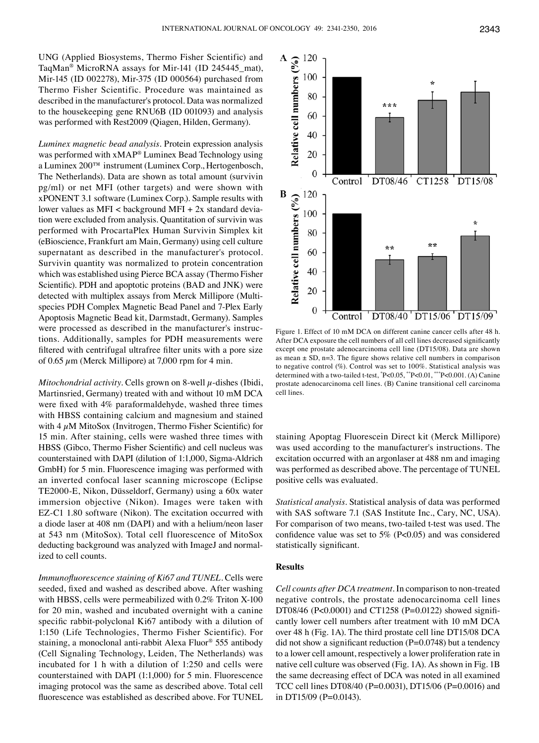UNG (Applied Biosystems, Thermo Fisher Scientific) and TaqMan® MicroRNA assays for Mir-141 (ID 245445_mat), Mir-145 (ID 002278), Mir-375 (ID 000564) purchased from Thermo Fisher Scientific. Procedure was maintained as described in the manufacturer's protocol. Data was normalized to the housekeeping gene RNU6B (ID 001093) and analysis was performed with Rest2009 (Qiagen, Hilden, Germany).

*Luminex magnetic bead analysis*. Protein expression analysis was performed with xMAP® Luminex Bead Technology using a Luminex 200™ instrument (Luminex Corp., Hertogenbosch, The Netherlands). Data are shown as total amount (survivin pg/ml) or net MFI (other targets) and were shown with xPONENT 3.1 software (Luminex Corp.). Sample results with lower values as MFI < background MFI + 2x standard deviation were excluded from analysis. Quantitation of survivin was performed with ProcartaPlex Human Survivin Simplex kit (eBioscience, Frankfurt am Main, Germany) using cell culture supernatant as described in the manufacturer's protocol. Survivin quantity was normalized to protein concentration which was established using Pierce BCA assay (Thermo Fisher Scientific). PDH and apoptotic proteins (BAD and JNK) were detected with multiplex assays from Merck Millipore (Multi-species PDH Complex Magnetic Bead Panel and 7-Plex Early Apoptosis Magnetic Bead kit, Darmstadt, Germany). Samples were processed as described in the manufacturer's instructions. Additionally, samples for PDH measurements were filtered with centrifugal ultrafree filter units with a pore size of 0.65 $\mu$m (Merck Millipore) at 7,000 rpm for 4 min.

*Mitochondrial activity*. Cells grown on 8-well $\mu$-dishes (Ibidi, Martinsried, Germany) treated with and without 10 mM DCA were fixed with 4% paraformaldehyde, washed three times with HBSS containing calcium and magnesium and stained with 4 $\mu$M MitoSox (Invitrogen, Thermo Fisher Scientific) for 15 min. After staining, cells were washed three times with HBSS (Gibco, Thermo Fisher Scientific) and cell nucleus was counterstained with DAPI (dilution of 1:1,000, Sigma-Aldrich GmbH) for 5 min. Fluorescence imaging was performed with an inverted confocal laser scanning microscope (Eclipse TE2000-E, Nikon, Düsseldorf, Germany) using a 60x water immersion objective (Nikon). Images were taken with EZ-C1 1.80 software (Nikon). The excitation occurred with a diode laser at 408 nm (DAPI) and with a helium/neon laser at 543 nm (MitoSox). Total cell fluorescence of MitoSox deducting background was analyzed with ImageJ and normalized to cell counts.

*Immunofluorescence staining of Ki67 and TUNEL*. Cells were seeded, fixed and washed as described above. After washing with HBSS, cells were permeabilized with 0.2% Triton X-100 for 20 min, washed and incubated overnight with a canine specific rabbit-polyclonal Ki67 antibody with a dilution of 1:150 (Life Technologies, Thermo Fisher Scientific). For staining, a monoclonal anti-rabbit Alexa Fluor® 555 antibody (Cell Signaling Technology, Leiden, The Netherlands) was incubated for 1 h with a dilution of 1:250 and cells were counterstained with DAPI (1:1,000) for 5 min. Fluorescence imaging protocol was the same as described above. Total cell fluorescence was established as described above. For TUNEL staining Apoptag Fluorescein Direct kit (Merck Millipore) was used according to the manufacturer's instructions. The excitation occurred with an argonlaser at 488 nm and imaging was performed as described above. The percentage of TUNEL positive cells was evaluated.

*Statistical analysis*. Statistical analysis of data was performed with SAS software 7.1 (SAS Institute Inc., Cary, NC, USA). For comparison of two means, two-tailed t-test was used. The confidence value was set to 5% ($P<0.05$) and was considered statistically significant.

Figure 1. Effect of 10 mM DCA on different canine cancer cells after 48 h. After DCA exposure the cell numbers of all cell lines decreased significantly except one prostate adenocarcinoma cell line (DT15/08). Data are shown as mean ± SD, n=3. The figure shows relative cell numbers in comparison to negative control (%). Control was set to 100%. Statistical analysis was determined with a two-tailed t-test, *$P<0.05$, **$P<0.01$, ***$P<0.001$. (A) Canine prostate adenocarcinoma cell lines. (B) Canine transitional cell carcinoma cell lines.

## Results

*Cell counts after DCA treatment*. In comparison to non-treated negative controls, the prostate adenocarcinoma cell lines DT08/46 ($P<0.0001$) and CT1258 ($P=0.0122$) showed significantly lower cell numbers after treatment with 10 mM DCA over 48 h (Fig. 1A). The third prostate cell line DT15/08 DCA did not show a significant reduction ($P=0.0748$) but a tendency to a lower cell amount, respectively a lower proliferation rate in native cell culture was observed (Fig. 1A). As shown in Fig. 1B the same decreasing effect of DCA was noted in all examined TCC cell lines DT08/40 ($P=0.0031$), DT15/06 ($P=0.0016$) and in DT15/09 ($P=0.0143$).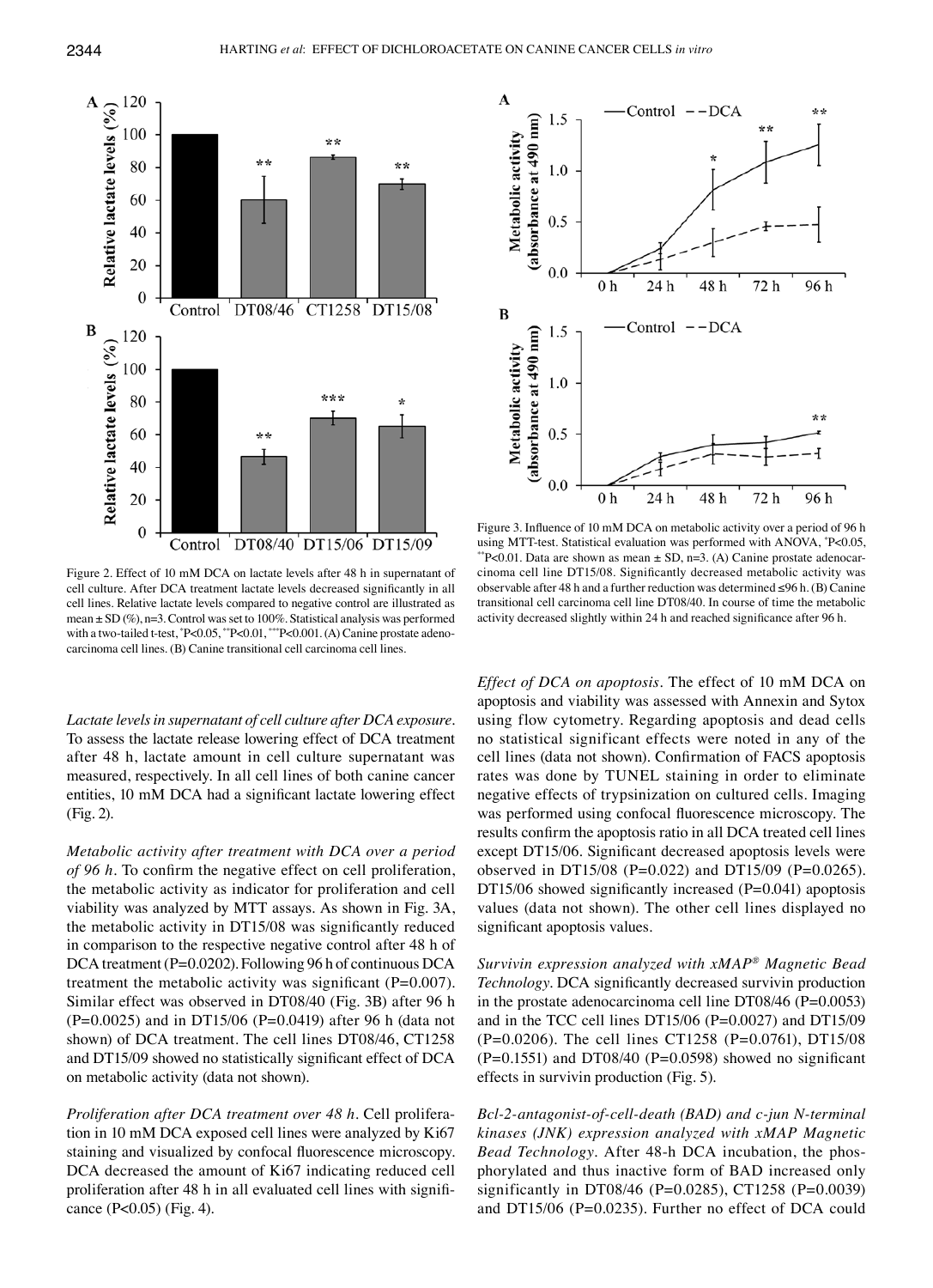Figure 2. Effect of 10 mM DCA on lactate levels after 48 h in supernatant of cell culture. After DCA treatment lactate levels decreased significantly in all cell lines. Relative lactate levels compared to negative control are illustrated as mean ± SD (%), n=3. Control was set to 100%. Statistical analysis was performed with a two-tailed t-test, *P<0.05, **P<0.01, ***P<0.001. (A) Canine prostate adenocarcinoma cell lines. (B) Canine transitional cell carcinoma cell lines.

Figure 3. Influence of 10 mM DCA on metabolic activity over a period of 96 h using MTT-test. Statistical evaluation was performed with ANOVA, *P<0.05, **P<0.01. Data are shown as mean ± SD, n=3. (A) Canine prostate adenocarcinoma cell line DT15/08. Significantly decreased metabolic activity was observable after 48 h and a further reduction was determined ≤96 h. (B) Canine transitional cell carcinoma cell line DT08/40. In course of time the metabolic activity decreased slightly within 24 h and reached significance after 96 h.

*Lactate levels in supernatant of cell culture after DCA exposure.* To assess the lactate release lowering effect of DCA treatment after 48 h, lactate amount in cell culture supernatant was measured, respectively. In all cell lines of both canine cancer entities, 10 mM DCA had a significant lactate lowering effect (Fig. 2).

*Metabolic activity after treatment with DCA over a period of 96 h.* To confirm the negative effect on cell proliferation, the metabolic activity as indicator for proliferation and cell viability was analyzed by MTT assays. As shown in Fig. 3A, the metabolic activity in DT15/08 was significantly reduced in comparison to the respective negative control after 48 h of DCA treatment (P=0.0202). Following 96 h of continuous DCA treatment the metabolic activity was significant (P=0.007). Similar effect was observed in DT08/40 (Fig. 3B) after 96 h (P=0.0025) and in DT15/06 (P=0.0419) after 96 h (data not shown) of DCA treatment. The cell lines DT08/46, CT1258 and DT15/09 showed no statistically significant effect of DCA on metabolic activity (data not shown).

*Proliferation after DCA treatment over 48 h.* Cell proliferation in 10 mM DCA exposed cell lines were analyzed by Ki67 staining and visualized by confocal fluorescence microscopy. DCA decreased the amount of Ki67 indicating reduced cell proliferation after 48 h in all evaluated cell lines with significance (P<0.05) (Fig. 4).

*Effect of DCA on apoptosis.* The effect of 10 mM DCA on apoptosis and viability was assessed with Annexin and Sytox using flow cytometry. Regarding apoptosis and dead cells no statistical significant effects were noted in any of the cell lines (data not shown). Confirmation of FACS apoptosis rates was done by TUNEL staining in order to eliminate negative effects of trypsinization on cultured cells. Imaging was performed using confocal fluorescence microscopy. The results confirm the apoptosis ratio in all DCA treated cell lines except DT15/06. Significant decreased apoptosis levels were observed in DT15/08 (P=0.022) and DT15/09 (P=0.0265). DT15/06 showed significantly increased (P=0.041) apoptosis values (data not shown). The other cell lines displayed no significant apoptosis values.

*Survivin expression analyzed with xMAP® Magnetic Bead Technology.* DCA significantly decreased survivin production in the prostate adenocarcinoma cell line DT08/46 (P=0.0053) and in the TCC cell lines DT15/06 (P=0.0027) and DT15/09 (P=0.0206). The cell lines CT1258 (P=0.0761), DT15/08 (P=0.1551) and DT08/40 (P=0.0598) showed no significant effects in survivin production (Fig. 5).

*Bcl-2-antagonist-of-cell-death (BAD) and c-jun N-terminal kinases (JNK) expression analyzed with xMAP Magnetic Bead Technology.* After 48-h DCA incubation, the phosphorylated and thus inactive form of BAD increased only significantly in DT08/46 (P=0.0285), CT1258 (P=0.0039) and DT15/06 (P=0.0235). Further no effect of DCA could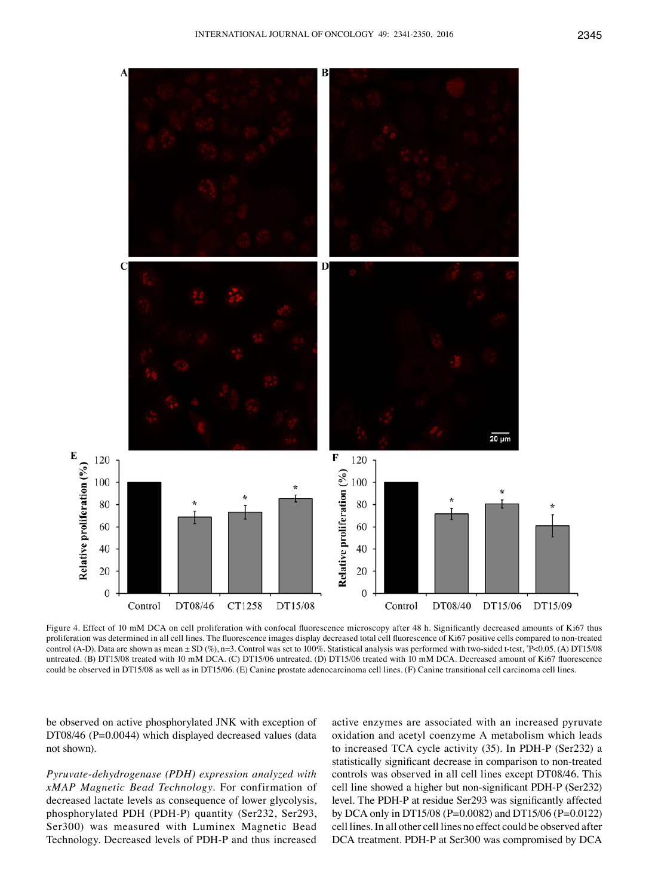Figure 4. Effect of 10 mM DCA on cell proliferation with confocal fluorescence microscopy after 48 h. Significantly decreased amounts of Ki67 thus proliferation was determined in all cell lines. The fluorescence images display decreased total cell fluorescence of Ki67 positive cells compared to non-treated control (A-D). Data are shown as mean ± SD (%), n=3. Control was set to 100%. Statistical analysis was performed with two-sided t-test, *P<0.05. (A) DT15/08 untreated. (B) DT15/08 treated with 10 mM DCA. (C) DT15/06 untreated. (D) DT15/06 treated with 10 mM DCA. Decreased amount of Ki67 fluorescence could be observed in DT15/08 as well as in DT15/06. (E) Canine prostate adenocarcinoma cell lines. (F) Canine transitional cell carcinoma cell lines.

be observed on active phosphorylated JNK with exception of DT08/46 (P=0.0044) which displayed decreased values (data not shown).

*Pyruvate-dehydrogenase (PDH) expression analyzed with xMAP Magnetic Bead Technology.* For confirmation of decreased lactate levels as consequence of lower glycolysis, phosphorylated PDH (PDH-P) quantity (Ser232, Ser293, Ser300) was measured with Luminex Magnetic Bead Technology. Decreased levels of PDH-P and thus increased active enzymes are associated with an increased pyruvate oxidation and acetyl coenzyme A metabolism which leads to increased TCA cycle activity (35). In PDH-P (Ser232) a statistically significant decrease in comparison to non-treated controls was observed in all cell lines except DT08/46. This cell line showed a higher but non-significant PDH-P (Ser232) level. The PDH-P at residue Ser293 was significantly affected by DCA only in DT15/08 (P=0.0082) and DT15/06 (P=0.0122) cell lines. In all other cell lines no effect could be observed after DCA treatment. PDH-P at Ser300 was compromised by DCA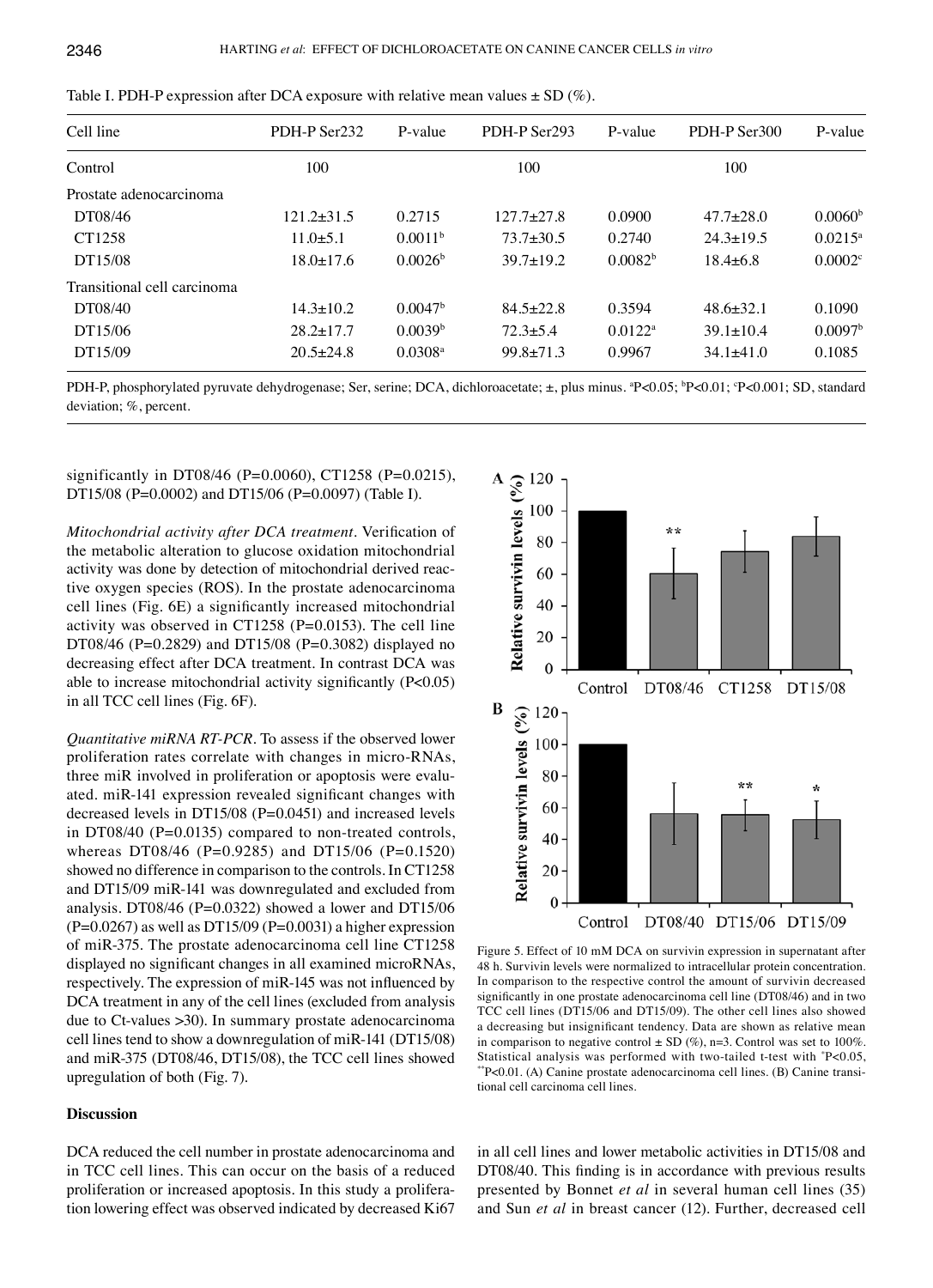Table I. PDH-P expression after DCA exposure with relative mean values ± SD (%).

| Cell line | PDH-P Ser232 | P-value | PDH-P Ser293 | P-value | PDH-P Ser300 | P-value |
|---|---|---|---|---|---|---|
| Control | 100 | | 100 | | 100 | |
| Prostate adenocarcinoma | | | | | | |
| DT08/46 | 121.2±31.5 | 0.2715 | 127.7±27.8 | 0.0900 | 47.7±28.0 | 0.0060[b] |
| CT1258 | 11.0±5.1 | 0.0011[b] | 73.7±30.5 | 0.2740 | 24.3±19.5 | 0.0215[a] |
| DT15/08 | 18.0±17.6 | 0.0026[b] | 39.7±19.2 | 0.0082[b] | 18.4±6.8 | 0.0002[c] |
| Transitional cell carcinoma | | | | | | |
| DT08/40 | 14.3±10.2 | 0.0047[b] | 84.5±22.8 | 0.3594 | 48.6±32.1 | 0.1090 |
| DT15/06 | 28.2±17.7 | 0.0039[b] | 72.3±5.4 | 0.0122[a] | 39.1±10.4 | 0.0097[b] |
| DT15/09 | 20.5±24.8 | 0.0308[a] | 99.8±71.3 | 0.9967 | 34.1±41.0 | 0.1085 |

PDH-P, phosphorylated pyruvate dehydrogenase; Ser, serine; DCA, dichloroacetate; ±, plus minus. [a]P<0.05; [b]P<0.01; [c]P<0.001; SD, standard deviation; %, percent.

significantly in DT08/46 (P=0.0060), CT1258 (P=0.0215), DT15/08 (P=0.0002) and DT15/06 (P=0.0097) (Table I).

*Mitochondrial activity after DCA treatment*. Verification of the metabolic alteration to glucose oxidation mitochondrial activity was done by detection of mitochondrial derived reactive oxygen species (ROS). In the prostate adenocarcinoma cell lines (Fig. 6E) a significantly increased mitochondrial activity was observed in CT1258 (P=0.0153). The cell line DT08/46 (P=0.2829) and DT15/08 (P=0.3082) displayed no decreasing effect after DCA treatment. In contrast DCA was able to increase mitochondrial activity significantly (P<0.05) in all TCC cell lines (Fig. 6F).

*Quantitative miRNA RT-PCR*. To assess if the observed lower proliferation rates correlate with changes in micro-RNAs, three miR involved in proliferation or apoptosis were evaluated. miR-141 expression revealed significant changes with decreased levels in DT15/08 (P=0.0451) and increased levels in DT08/40 (P=0.0135) compared to non-treated controls, whereas DT08/46 (P=0.9285) and DT15/06 (P=0.1520) showed no difference in comparison to the controls. In CT1258 and DT15/09 miR-141 was downregulated and excluded from analysis. DT08/46 (P=0.0322) showed a lower and DT15/06 (P=0.0267) as well as DT15/09 (P=0.0031) a higher expression of miR-375. The prostate adenocarcinoma cell line CT1258 displayed no significant changes in all examined microRNAs, respectively. The expression of miR-145 was not influenced by DCA treatment in any of the cell lines (excluded from analysis due to Ct-values >30). In summary prostate adenocarcinoma cell lines tend to show a downregulation of miR-141 (DT15/08) and miR-375 (DT08/46, DT15/08), the TCC cell lines showed upregulation of both (Fig. 7).

Figure 5. Effect of 10 mM DCA on survivin expression in supernatant after 48 h. Survivin levels were normalized to intracellular protein concentration. In comparison to the respective control the amount of survivin decreased significantly in one prostate adenocarcinoma cell line (DT08/46) and in two TCC cell lines (DT15/06 and DT15/09). The other cell lines also showed a decreasing but insignificant tendency. Data are shown as relative mean in comparison to negative control ± SD (%), n=3. Control was set to 100%. Statistical analysis was performed with two-tailed t-test with *P<0.05, **P<0.01. (A) Canine prostate adenocarcinoma cell lines. (B) Canine transitional cell carcinoma cell lines.

## Discussion

DCA reduced the cell number in prostate adenocarcinoma and in TCC cell lines. This can occur on the basis of a reduced proliferation or increased apoptosis. In this study a proliferation lowering effect was observed indicated by decreased Ki67 in all cell lines and lower metabolic activities in DT15/08 and DT08/40. This finding is in accordance with previous results presented by Bonnet *et al* in several human cell lines (35) and Sun *et al* in breast cancer (12). Further, decreased cell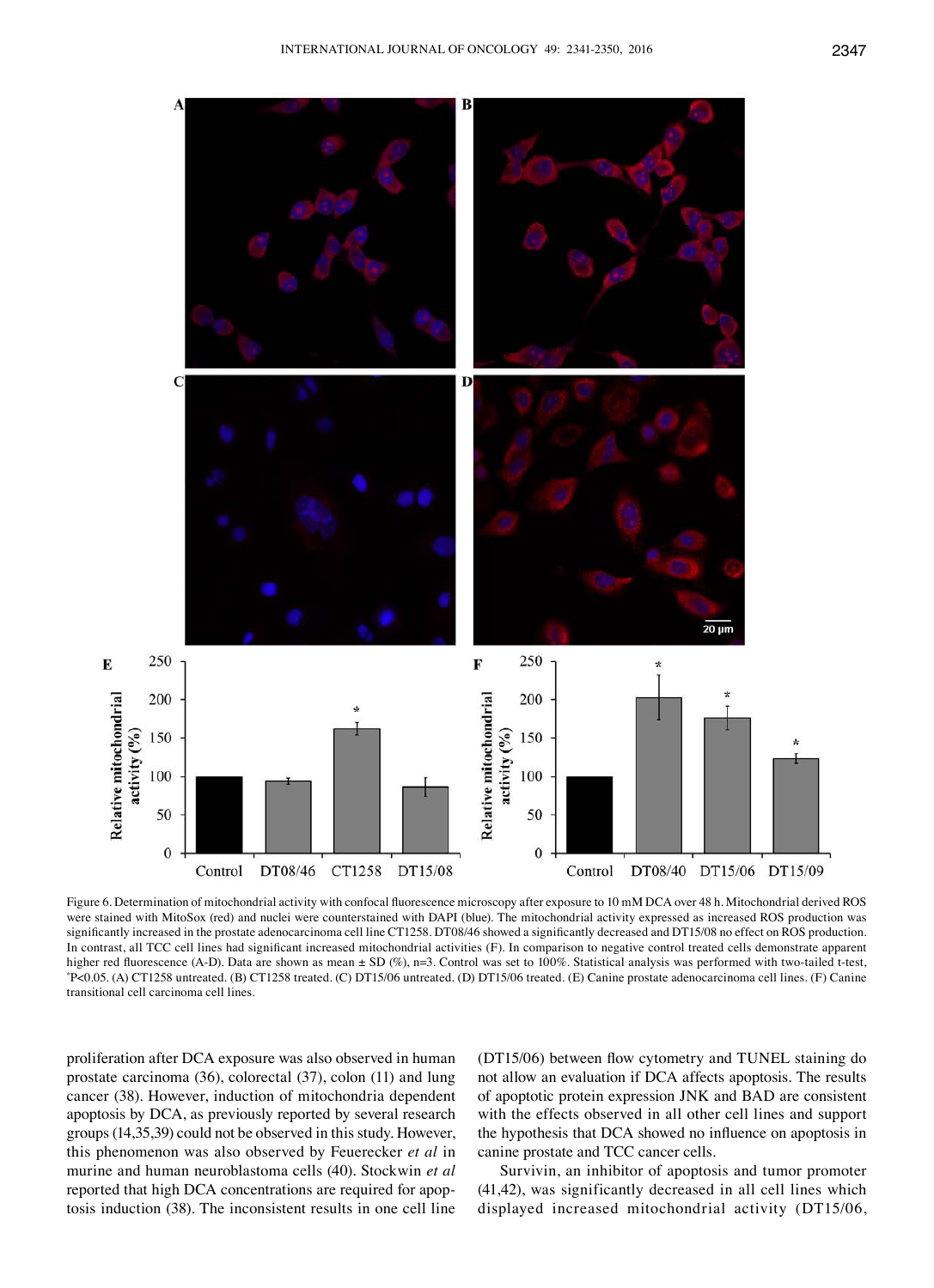Figure 6. Determination of mitochondrial activity with confocal fluorescence microscopy after exposure to 10 mM DCA over 48 h. Mitochondrial derived ROS were stained with MitoSox (red) and nuclei were counterstained with DAPI (blue). The mitochondrial activity expressed as increased ROS production was significantly increased in the prostate adenocarcinoma cell line CT1258. DT08/46 showed a significantly decreased and DT15/08 no effect on ROS production. In contrast, all TCC cell lines had significant increased mitochondrial activities (F). In comparison to negative control treated cells demonstrate apparent higher red fluorescence (A-D). Data are shown as mean ± SD (%), n=3. Control was set to 100%. Statistical analysis was performed with two-tailed t-test, *P<0.05. (A) CT1258 untreated. (B) CT1258 treated. (C) DT15/06 untreated. (D) DT15/06 treated. (E) Canine prostate adenocarcinoma cell lines. (F) Canine transitional cell carcinoma cell lines.

proliferation after DCA exposure was also observed in human prostate carcinoma (36), colorectal (37), colon (11) and lung cancer (38). However, induction of mitochondria dependent apoptosis by DCA, as previously reported by several research groups (14,35,39) could not be observed in this study. However, this phenomenon was also observed by Feuerecker *et al* in murine and human neuroblastoma cells (40). Stockwin *et al* reported that high DCA concentrations are required for apoptosis induction (38). The inconsistent results in one cell line (DT15/06) between flow cytometry and TUNEL staining do not allow an evaluation if DCA affects apoptosis. The results of apoptotic protein expression JNK and BAD are consistent with the effects observed in all other cell lines and support the hypothesis that DCA showed no influence on apoptosis in canine prostate and TCC cancer cells.

Survivin, an inhibitor of apoptosis and tumor promoter (41,42), was significantly decreased in all cell lines which displayed increased mitochondrial activity (DT15/06,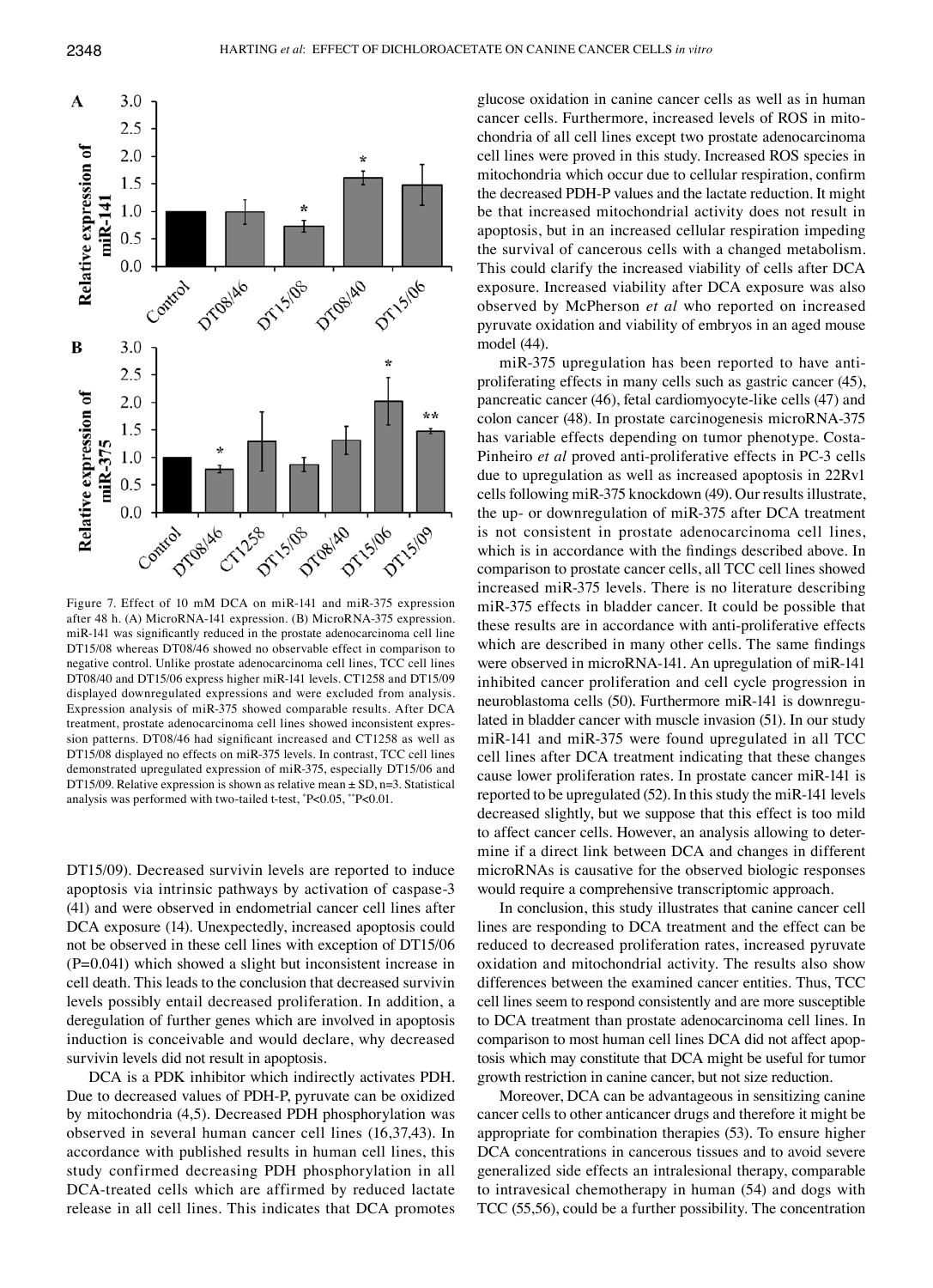Figure 7. Effect of 10 mM DCA on miR-141 and miR-375 expression after 48 h. (A) MicroRNA-141 expression. (B) MicroRNA-375 expression. miR-141 was significantly reduced in the prostate adenocarcinoma cell line DT15/08 whereas DT08/46 showed no observable effect in comparison to negative control. Unlike prostate adenocarcinoma cell lines, TCC cell lines DT08/40 and DT15/06 express higher miR-141 levels. CT1258 and DT15/09 displayed downregulated expressions and were excluded from analysis. Expression analysis of miR-375 showed comparable results. After DCA treatment, prostate adenocarcinoma cell lines showed inconsistent expression patterns. DT08/46 had significant increased and CT1258 as well as DT15/08 displayed no effects on miR-375 levels. In contrast, TCC cell lines demonstrated upregulated expression of miR-375, especially DT15/06 and DT15/09. Relative expression is shown as relative mean ± SD, n=3. Statistical analysis was performed with two-tailed t-test, *P<0.05, **P<0.01.

DT15/09). Decreased survivin levels are reported to induce apoptosis via intrinsic pathways by activation of caspase-3 (41) and were observed in endometrial cancer cell lines after DCA exposure (14). Unexpectedly, increased apoptosis could not be observed in these cell lines with exception of DT15/06 (P=0.041) which showed a slight but inconsistent increase in cell death. This leads to the conclusion that decreased survivin levels possibly entail decreased proliferation. In addition, a deregulation of further genes which are involved in apoptosis induction is conceivable and would declare, why decreased survivin levels did not result in apoptosis.

DCA is a PDK inhibitor which indirectly activates PDH. Due to decreased values of PDH-P, pyruvate can be oxidized by mitochondria (4,5). Decreased PDH phosphorylation was observed in several human cancer cell lines (16,37,43). In accordance with published results in human cell lines, this study confirmed decreasing PDH phosphorylation in all DCA-treated cells which are affirmed by reduced lactate release in all cell lines. This indicates that DCA promotes glucose oxidation in canine cancer cells as well as in human cancer cells. Furthermore, increased levels of ROS in mitochondria of all cell lines except two prostate adenocarcinoma cell lines were proved in this study. Increased ROS species in mitochondria which occur due to cellular respiration, confirm the decreased PDH-P values and the lactate reduction. It might be that increased mitochondrial activity does not result in apoptosis, but in an increased cellular respiration impeding the survival of cancerous cells with a changed metabolism. This could clarify the increased viability of cells after DCA exposure. Increased viability after DCA exposure was also observed by McPherson *et al* who reported on increased pyruvate oxidation and viability of embryos in an aged mouse model (44).

miR-375 upregulation has been reported to have anti-proliferating effects in many cells such as gastric cancer (45), pancreatic cancer (46), fetal cardiomyocyte-like cells (47) and colon cancer (48). In prostate carcinogenesis microRNA-375 has variable effects depending on tumor phenotype. Costa-Pinheiro *et al* proved anti-proliferative effects in PC-3 cells due to upregulation as well as increased apoptosis in 22Rv1 cells following miR-375 knockdown (49). Our results illustrate, the up- or downregulation of miR-375 after DCA treatment is not consistent in prostate adenocarcinoma cell lines, which is in accordance with the findings described above. In comparison to prostate cancer cells, all TCC cell lines showed increased miR-375 levels. There is no literature describing miR-375 effects in bladder cancer. It could be possible that these results are in accordance with anti-proliferative effects which are described in many other cells. The same findings were observed in microRNA-141. An upregulation of miR-141 inhibited cancer proliferation and cell cycle progression in neuroblastoma cells (50). Furthermore miR-141 is downregulated in bladder cancer with muscle invasion (51). In our study miR-141 and miR-375 were found upregulated in all TCC cell lines after DCA treatment indicating that these changes cause lower proliferation rates. In prostate cancer miR-141 is reported to be upregulated (52). In this study the miR-141 levels decreased slightly, but we suppose that this effect is too mild to affect cancer cells. However, an analysis allowing to determine if a direct link between DCA and changes in different microRNAs is causative for the observed biologic responses would require a comprehensive transcriptomic approach.

In conclusion, this study illustrates that canine cancer cell lines are responding to DCA treatment and the effect can be reduced to decreased proliferation rates, increased pyruvate oxidation and mitochondrial activity. The results also show differences between the examined cancer entities. Thus, TCC cell lines seem to respond consistently and are more susceptible to DCA treatment than prostate adenocarcinoma cell lines. In comparison to most human cell lines DCA did not affect apoptosis which may constitute that DCA might be useful for tumor growth restriction in canine cancer, but not size reduction.

Moreover, DCA can be advantageous in sensitizing canine cancer cells to other anticancer drugs and therefore it might be appropriate for combination therapies (53). To ensure higher DCA concentrations in cancerous tissues and to avoid severe generalized side effects an intralesional therapy, comparable to intravesical chemotherapy in human (54) and dogs with TCC (55,56), could be a further possibility. The concentration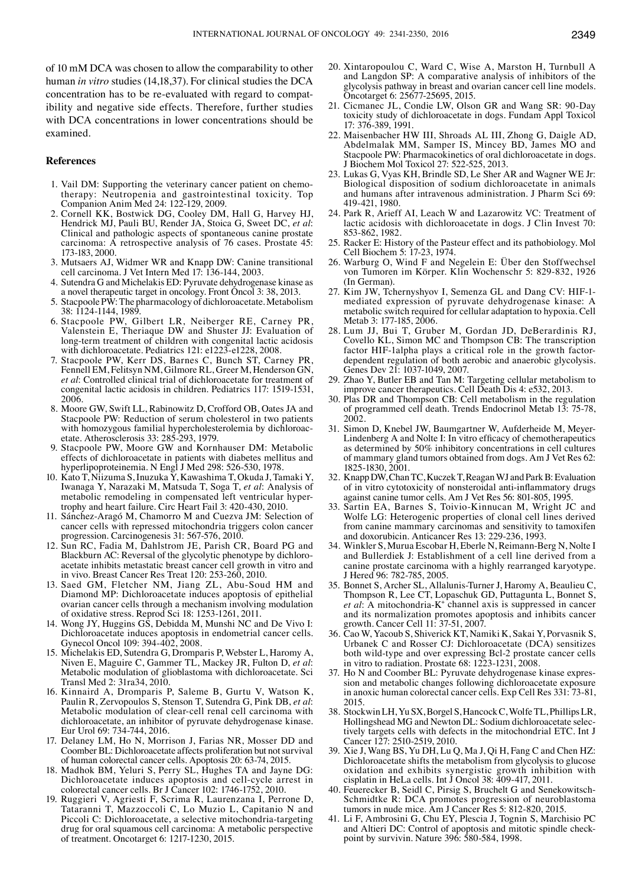of 10 mM DCA was chosen to allow the comparability to other human *in vitro* studies (14,18,37). For clinical studies the DCA concentration has to be re-evaluated with regard to compatibility and negative side effects. Therefore, further studies with DCA concentrations in lower concentrations should be examined.

## References

1. Vail DM: Supporting the veterinary cancer patient on chemotherapy: Neutropenia and gastrointestinal toxicity. Top Companion Anim Med 24: 122-129, 2009.
2. Cornell KK, Bostwick DG, Cooley DM, Hall G, Harvey HJ, Hendrick MJ, Pauli BU, Render JA, Stoica G, Sweet DC, *et al*: Clinical and pathologic aspects of spontaneous canine prostate carcinoma: A retrospective analysis of 76 cases. Prostate 45: 173-183, 2000.
3. Mutsaers AJ, Widmer WR and Knapp DW: Canine transitional cell carcinoma. J Vet Intern Med 17: 136-144, 2003.
4. Sutendra G and Michelakis ED: Pyruvate dehydrogenase kinase as a novel therapeutic target in oncology. Front Oncol 3: 38, 2013.
5. Stacpoole PW: The pharmacology of dichloroacetate. Metabolism 38: 1124-1144, 1989.
6. Stacpoole PW, Gilbert LR, Neiberger RE, Carney PR, Valenstein E, Theriaque DW and Shuster JJ: Evaluation of long-term treatment of children with congenital lactic acidosis with dichloroacetate. Pediatrics 121: e1223-e1228, 2008.
7. Stacpoole PW, Kerr DS, Barnes C, Bunch ST, Carney PR, Fennell EM, Felitsyn NM, Gilmore RL, Greer M, Henderson GN, *et al*: Controlled clinical trial of dichloroacetate for treatment of congenital lactic acidosis in children. Pediatrics 117: 1519-1531, 2006.
8. Moore GW, Swift LL, Rabinowitz D, Crofford OB, Oates JA and Stacpoole PW: Reduction of serum cholesterol in two patients with homozygous familial hypercholesterolemia by dichloroacetate. Atherosclerosis 33: 285-293, 1979.
9. Stacpoole PW, Moore GW and Kornhauser DM: Metabolic effects of dichloroacetate in patients with diabetes mellitus and hyperlipoproteinemia. N Engl J Med 298: 526-530, 1978.
10. Kato T, Niizuma S, Inuzuka Y, Kawashima T, Okuda J, Tamaki Y, Iwanaga Y, Narazaki M, Matsuda T, Soga T, *et al*: Analysis of metabolic remodeling in compensated left ventricular hypertrophy and heart failure. Circ Heart Fail 3: 420-430, 2010.
11. Sánchez-Aragó M, Chamorro M and Cuezva JM: Selection of cancer cells with repressed mitochondria triggers colon cancer progression. Carcinogenesis 31: 567-576, 2010.
12. Sun RC, Fadia M, Dahlstrom JE, Parish CR, Board PG and Blackburn AC: Reversal of the glycolytic phenotype by dichloroacetate inhibits metastatic breast cancer cell growth in vitro and in vivo. Breast Cancer Res Treat 120: 253-260, 2010.
13. Saed GM, Fletcher NM, Jiang ZL, Abu-Soud HM and Diamond MP: Dichloroacetate induces apoptosis of epithelial ovarian cancer cells through a mechanism involving modulation of oxidative stress. Reprod Sci 18: 1253-1261, 2011.
14. Wong JY, Huggins GS, Debidda M, Munshi NC and De Vivo I: Dichloroacetate induces apoptosis in endometrial cancer cells. Gynecol Oncol 109: 394-402, 2008.
15. Michelakis ED, Sutendra G, Dromparis P, Webster L, Haromy A, Niven E, Maguire C, Gammer TL, Mackey JR, Fulton D, *et al*: Metabolic modulation of glioblastoma with dichloroacetate. Sci Transl Med 2: 31ra34, 2010.
16. Kinnaird A, Dromparis P, Saleme B, Gurtu V, Watson K, Paulin R, Zervopoulos S, Stenson T, Sutendra G, Pink DB, *et al*: Metabolic modulation of clear-cell renal cell carcinoma with dichloroacetate, an inhibitor of pyruvate dehydrogenase kinase. Eur Urol 69: 734-744, 2016.
17. Delaney LM, Ho N, Morrison J, Farias NR, Mosser DD and Coomber BL: Dichloroacetate affects proliferation but not survival of human colorectal cancer cells. Apoptosis 20: 63-74, 2015.
18. Madhok BM, Yeluri S, Perry SL, Hughes TA and Jayne DG: Dichloroacetate induces apoptosis and cell-cycle arrest in colorectal cancer cells. Br J Cancer 102: 1746-1752, 2010.
19. Ruggieri V, Agriesti F, Scrima R, Laurenzana I, Perrone D, Tataranni T, Mazzoccoli C, Lo Muzio L, Capitanio N and Piccoli C: Dichloroacetate, a selective mitochondria-targeting drug for oral squamous cell carcinoma: A metabolic perspective of treatment. Oncotarget 6: 1217-1230, 2015.
20. Xintaropoulou C, Ward C, Wise A, Marston H, Turnbull A and Langdon SP: A comparative analysis of inhibitors of the glycolysis pathway in breast and ovarian cancer cell line models. Oncotarget 6: 25677-25695, 2015.
21. Cicmanec JL, Condie LW, Olson GR and Wang SR: 90-Day toxicity study of dichloroacetate in dogs. Fundam Appl Toxicol 17: 376-389, 1991.
22. Maisenbacher HW III, Shroads AL III, Zhong G, Daigle AD, Abdelmalak MM, Samper IS, Mincey BD, James MO and Stacpoole PW: Pharmacokinetics of oral dichloroacetate in dogs. J Biochem Mol Toxicol 27: 522-525, 2013.
23. Lukas G, Vyas KH, Brindle SD, Le Sher AR and Wagner WE Jr: Biological disposition of sodium dichloroacetate in animals and humans after intravenous administration. J Pharm Sci 69: 419-421, 1980.
24. Park R, Arieff AI, Leach W and Lazarowitz VC: Treatment of lactic acidosis with dichloroacetate in dogs. J Clin Invest 70: 853-862, 1982.
25. Racker E: History of the Pasteur effect and its pathobiology. Mol Cell Biochem 5: 17-23, 1974.
26. Warburg O, Wind F and Negelein E: Über den Stoffwechsel von Tumoren im Körper. Klin Wochenschr 5: 829-832, 1926 (In German).
27. Kim JW, Tchernyshyov I, Semenza GL and Dang CV: HIF-1-mediated expression of pyruvate dehydrogenase kinase: A metabolic switch required for cellular adaptation to hypoxia. Cell Metab 3: 177-185, 2006.
28. Lum JJ, Bui T, Gruber M, Gordan JD, DeBerardinis RJ, Covello KL, Simon MC and Thompson CB: The transcription factor HIF-1alpha plays a critical role in the growth factor-dependent regulation of both aerobic and anaerobic glycolysis. Genes Dev 21: 1037-1049, 2007.
29. Zhao Y, Butler EB and Tan M: Targeting cellular metabolism to improve cancer therapeutics. Cell Death Dis 4: e532, 2013.
30. Plas DR and Thompson CB: Cell metabolism in the regulation of programmed cell death. Trends Endocrinol Metab 13: 75-78, 2002.
31. Simon D, Knebel JW, Baumgartner W, Aufderheide M, Meyer-Lindenberg A and Nolte I: In vitro efficacy of chemotherapeutics as determined by 50% inhibitory concentrations in cell cultures of mammary gland tumors obtained from dogs. Am J Vet Res 62: 1825-1830, 2001.
32. Knapp DW, Chan TC, Kuczek T, Reagan WJ and Park B: Evaluation of in vitro cytotoxicity of nonsteroidal anti-inflammatory drugs against canine tumor cells. Am J Vet Res 56: 801-805, 1995.
33. Sartin EA, Barnes S, Toivio-Kinnucan M, Wright JC and Wolfe LG: Heterogenic properties of clonal cell lines derived from canine mammary carcinomas and sensitivity to tamoxifen and doxorubicin. Anticancer Res 13: 229-236, 1993.
34. Winkler S, Murua Escobar H, Eberle N, Reimann-Berg N, Nolte I and Bullerdiek J: Establishment of a cell line derived from a canine prostate carcinoma with a highly rearranged karyotype. J Hered 96: 782-785, 2005.
35. Bonnet S, Archer SL, Allalunis-Turner J, Haromy A, Beaulieu C, Thompson R, Lee CT, Lopaschuk GD, Puttagunta L, Bonnet S, *et al*: A mitochondria-$K^+$ channel axis is suppressed in cancer and its normalization promotes apoptosis and inhibits cancer growth. Cancer Cell 11: 37-51, 2007.
36. Cao W, Yacoub S, Shiverick KT, Namiki K, Sakai Y, Porvasnik S, Urbanek C and Rosser CJ: Dichloroacetate (DCA) sensitizes both wild-type and over expressing Bcl-2 prostate cancer cells in vitro to radiation. Prostate 68: 1223-1231, 2008.
37. Ho N and Coomber BL: Pyruvate dehydrogenase kinase expression and metabolic changes following dichloroacetate exposure in anoxic human colorectal cancer cells. Exp Cell Res 331: 73-81, 2015.
38. Stockwin LH, Yu SX, Borgel S, Hancock C, Wolfe TL, Phillips LR, Hollingshead MG and Newton DL: Sodium dichloroacetate selectively targets cells with defects in the mitochondrial ETC. Int J Cancer 127: 2510-2519, 2010.
39. Xie J, Wang BS, Yu DH, Lu Q, Ma J, Qi H, Fang C and Chen HZ: Dichloroacetate shifts the metabolism from glycolysis to glucose oxidation and exhibits synergistic growth inhibition with cisplatin in HeLa cells. Int J Oncol 38: 409-417, 2011.
40. Feuerecker B, Seidl C, Pirsig S, Bruchelt G and Senekowitsch-Schmidtke R: DCA promotes progression of neuroblastoma tumors in nude mice. Am J Cancer Res 5: 812-820, 2015.
41. Li F, Ambrosini G, Chu EY, Plescia J, Tognin S, Marchisio PC and Altieri DC: Control of apoptosis and mitotic spindle checkpoint by survivin. Nature 396: 580-584, 1998.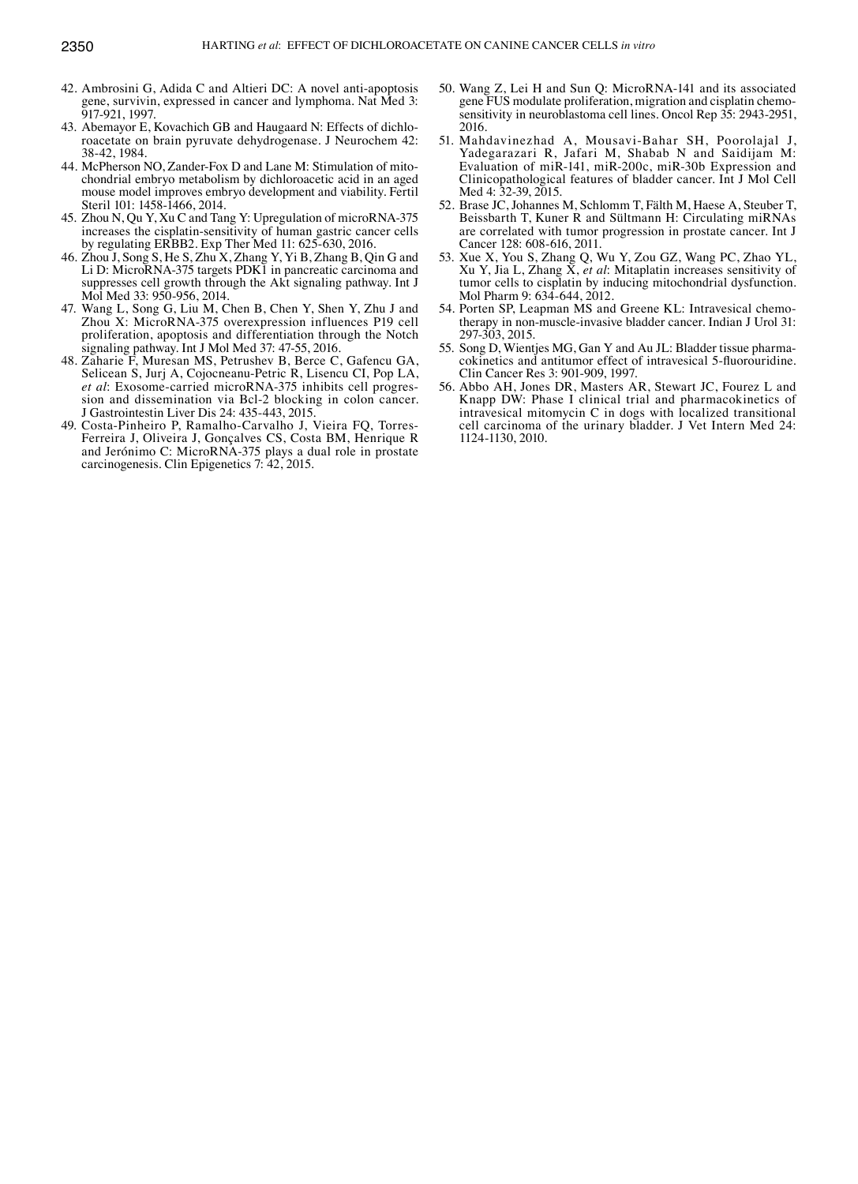42. Ambrosini G, Adida C and Altieri DC: A novel anti-apoptosis gene, survivin, expressed in cancer and lymphoma. Nat Med 3: 917-921, 1997.
43. Abemayor E, Kovachich GB and Haugaard N: Effects of dichloroacetate on brain pyruvate dehydrogenase. J Neurochem 42: 38-42, 1984.
44. McPherson NO, Zander-Fox D and Lane M: Stimulation of mitochondrial embryo metabolism by dichloroacetic acid in an aged mouse model improves embryo development and viability. Fertil Steril 101: 1458-1466, 2014.
45. Zhou N, Qu Y, Xu C and Tang Y: Upregulation of microRNA-375 increases the cisplatin-sensitivity of human gastric cancer cells by regulating ERBB2. Exp Ther Med 11: 625-630, 2016.
46. Zhou J, Song S, He S, Zhu X, Zhang Y, Yi B, Zhang B, Qin G and Li D: MicroRNA-375 targets PDK1 in pancreatic carcinoma and suppresses cell growth through the Akt signaling pathway. Int J Mol Med 33: 950-956, 2014.
47. Wang L, Song G, Liu M, Chen B, Chen Y, Shen Y, Zhu J and Zhou X: MicroRNA-375 overexpression influences P19 cell proliferation, apoptosis and differentiation through the Notch signaling pathway. Int J Mol Med 37: 47-55, 2016.
48. Zaharie F, Muresan MS, Petrushev B, Berce C, Gafencu GA, Selicean S, Jurj A, Cojocneanu-Petric R, Lisencu CI, Pop LA, *et al*: Exosome-carried microRNA-375 inhibits cell progression and dissemination via Bcl-2 blocking in colon cancer. J Gastrointestin Liver Dis 24: 435-443, 2015.
49. Costa-Pinheiro P, Ramalho-Carvalho J, Vieira FQ, Torres-Ferreira J, Oliveira J, Gonçalves CS, Costa BM, Henrique R and Jerónimo C: MicroRNA-375 plays a dual role in prostate carcinogenesis. Clin Epigenetics 7: 42, 2015.
50. Wang Z, Lei H and Sun Q: MicroRNA-141 and its associated gene FUS modulate proliferation, migration and cisplatin chemosensitivity in neuroblastoma cell lines. Oncol Rep 35: 2943-2951, 2016.
51. Mahdavinezhad A, Mousavi-Bahar SH, Poorolajal J, Yadegarazari R, Jafari M, Shabab N and Saidijam M: Evaluation of miR-141, miR-200c, miR-30b Expression and Clinicopathological features of bladder cancer. Int J Mol Cell Med 4: 32-39, 2015.
52. Brase JC, Johannes M, Schlomm T, Fälth M, Haese A, Steuber T, Beissbarth T, Kuner R and Sültmann H: Circulating miRNAs are correlated with tumor progression in prostate cancer. Int J Cancer 128: 608-616, 2011.
53. Xue X, You S, Zhang Q, Wu Y, Zou GZ, Wang PC, Zhao YL, Xu Y, Jia L, Zhang X, *et al*: Mitaplatin increases sensitivity of tumor cells to cisplatin by inducing mitochondrial dysfunction. Mol Pharm 9: 634-644, 2012.
54. Porten SP, Leapman MS and Greene KL: Intravesical chemotherapy in non-muscle-invasive bladder cancer. Indian J Urol 31: 297-303, 2015.
55. Song D, Wientjes MG, Gan Y and Au JL: Bladder tissue pharmacokinetics and antitumor effect of intravesical 5-fluorouridine. Clin Cancer Res 3: 901-909, 1997.
56. Abbo AH, Jones DR, Masters AR, Stewart JC, Fourez L and Knapp DW: Phase I clinical trial and pharmacokinetics of intravesical mitomycin C in dogs with localized transitional cell carcinoma of the urinary bladder. J Vet Intern Med 24: 1124-1130, 2010.